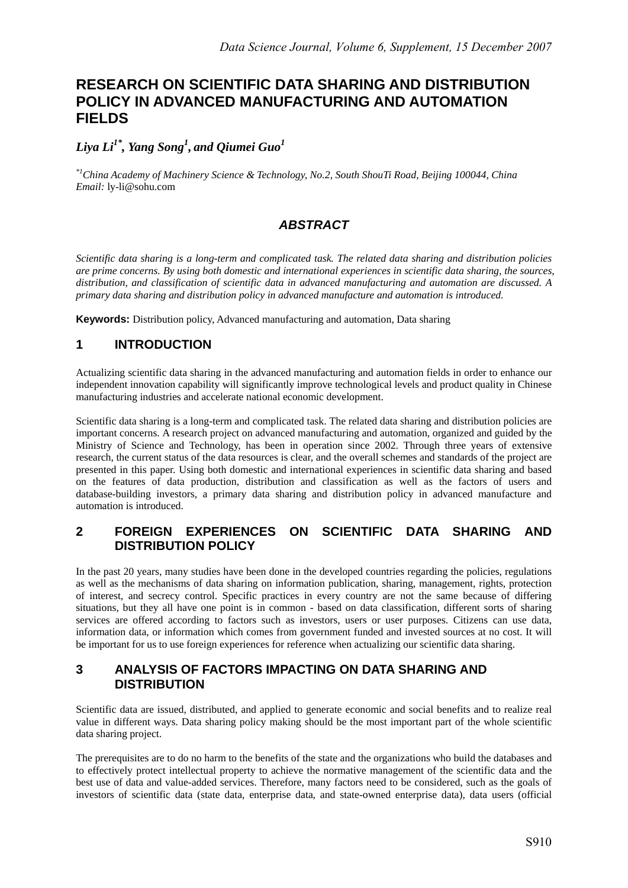# RESEARCH ON SCIENTIFIC DATA SHARING AND DISTRIBUTION POLICY IN ADVANCED MANUFACTURING AND AUTOMATION FIELDS

***Liya Li[1*], Yang Song[1], and Qiumei Guo[1]***

*[*1]China Academy of Machinery Science & Technology, No.2, South ShouTi Road, Beijing 100044, China*
*Email:* ly-li@sohu.com

## *ABSTRACT*

*Scientific data sharing is a long-term and complicated task. The related data sharing and distribution policies are prime concerns. By using both domestic and international experiences in scientific data sharing, the sources, distribution, and classification of scientific data in advanced manufacturing and automation are discussed. A primary data sharing and distribution policy in advanced manufacture and automation is introduced.*

**Keywords:** Distribution policy, Advanced manufacturing and automation, Data sharing

## 1 INTRODUCTION

Actualizing scientific data sharing in the advanced manufacturing and automation fields in order to enhance our independent innovation capability will significantly improve technological levels and product quality in Chinese manufacturing industries and accelerate national economic development.

Scientific data sharing is a long-term and complicated task. The related data sharing and distribution policies are important concerns. A research project on advanced manufacturing and automation, organized and guided by the Ministry of Science and Technology, has been in operation since 2002. Through three years of extensive research, the current status of the data resources is clear, and the overall schemes and standards of the project are presented in this paper. Using both domestic and international experiences in scientific data sharing and based on the features of data production, distribution and classification as well as the factors of users and database-building investors, a primary data sharing and distribution policy in advanced manufacture and automation is introduced.

## 2 FOREIGN EXPERIENCES ON SCIENTIFIC DATA SHARING AND DISTRIBUTION POLICY

In the past 20 years, many studies have been done in the developed countries regarding the policies, regulations as well as the mechanisms of data sharing on information publication, sharing, management, rights, protection of interest, and secrecy control. Specific practices in every country are not the same because of differing situations, but they all have one point is in common - based on data classification, different sorts of sharing services are offered according to factors such as investors, users or user purposes. Citizens can use data, information data, or information which comes from government funded and invested sources at no cost. It will be important for us to use foreign experiences for reference when actualizing our scientific data sharing.

## 3 ANALYSIS OF FACTORS IMPACTING ON DATA SHARING AND DISTRIBUTION

Scientific data are issued, distributed, and applied to generate economic and social benefits and to realize real value in different ways. Data sharing policy making should be the most important part of the whole scientific data sharing project.

The prerequisites are to do no harm to the benefits of the state and the organizations who build the databases and to effectively protect intellectual property to achieve the normative management of the scientific data and the best use of data and value-added services. Therefore, many factors need to be considered, such as the goals of investors of scientific data (state data, enterprise data, and state-owned enterprise data), data users (official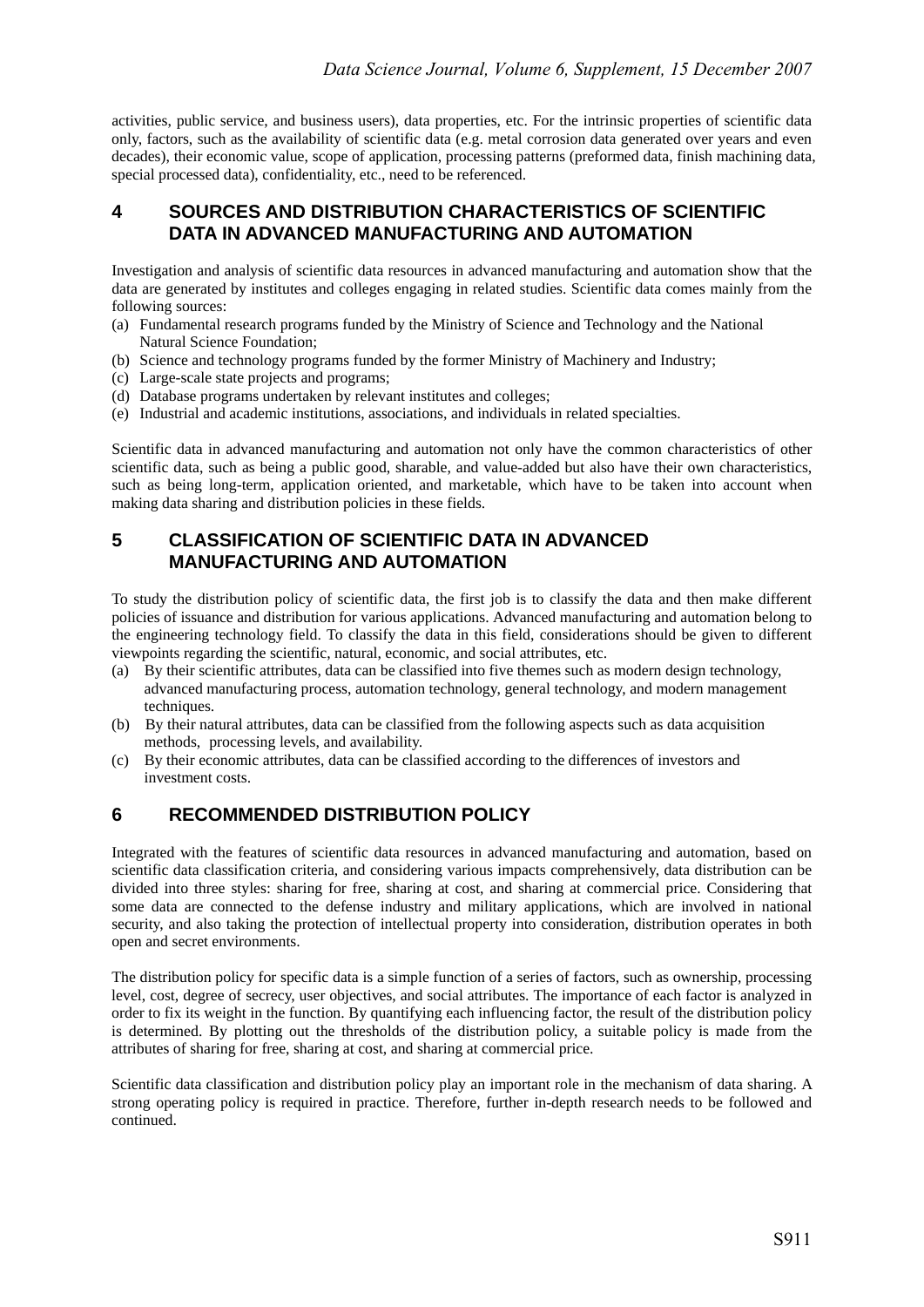activities, public service, and business users), data properties, etc. For the intrinsic properties of scientific data only, factors, such as the availability of scientific data (e.g. metal corrosion data generated over years and even decades), their economic value, scope of application, processing patterns (preformed data, finish machining data, special processed data), confidentiality, etc., need to be referenced.

## 4 SOURCES AND DISTRIBUTION CHARACTERISTICS OF SCIENTIFIC DATA IN ADVANCED MANUFACTURING AND AUTOMATION

Investigation and analysis of scientific data resources in advanced manufacturing and automation show that the data are generated by institutes and colleges engaging in related studies. Scientific data comes mainly from the following sources:

(a) Fundamental research programs funded by the Ministry of Science and Technology and the National Natural Science Foundation;
(b) Science and technology programs funded by the former Ministry of Machinery and Industry;
(c) Large-scale state projects and programs;
(d) Database programs undertaken by relevant institutes and colleges;
(e) Industrial and academic institutions, associations, and individuals in related specialties.

Scientific data in advanced manufacturing and automation not only have the common characteristics of other scientific data, such as being a public good, sharable, and value-added but also have their own characteristics, such as being long-term, application oriented, and marketable, which have to be taken into account when making data sharing and distribution policies in these fields.

## 5 CLASSIFICATION OF SCIENTIFIC DATA IN ADVANCED MANUFACTURING AND AUTOMATION

To study the distribution policy of scientific data, the first job is to classify the data and then make different policies of issuance and distribution for various applications. Advanced manufacturing and automation belong to the engineering technology field. To classify the data in this field, considerations should be given to different viewpoints regarding the scientific, natural, economic, and social attributes, etc.

(a) By their scientific attributes, data can be classified into five themes such as modern design technology, advanced manufacturing process, automation technology, general technology, and modern management techniques.
(b) By their natural attributes, data can be classified from the following aspects such as data acquisition methods, processing levels, and availability.
(c) By their economic attributes, data can be classified according to the differences of investors and investment costs.

## 6 RECOMMENDED DISTRIBUTION POLICY

Integrated with the features of scientific data resources in advanced manufacturing and automation, based on scientific data classification criteria, and considering various impacts comprehensively, data distribution can be divided into three styles: sharing for free, sharing at cost, and sharing at commercial price. Considering that some data are connected to the defense industry and military applications, which are involved in national security, and also taking the protection of intellectual property into consideration, distribution operates in both open and secret environments.

The distribution policy for specific data is a simple function of a series of factors, such as ownership, processing level, cost, degree of secrecy, user objectives, and social attributes. The importance of each factor is analyzed in order to fix its weight in the function. By quantifying each influencing factor, the result of the distribution policy is determined. By plotting out the thresholds of the distribution policy, a suitable policy is made from the attributes of sharing for free, sharing at cost, and sharing at commercial price.

Scientific data classification and distribution policy play an important role in the mechanism of data sharing. A strong operating policy is required in practice. Therefore, further in-depth research needs to be followed and continued.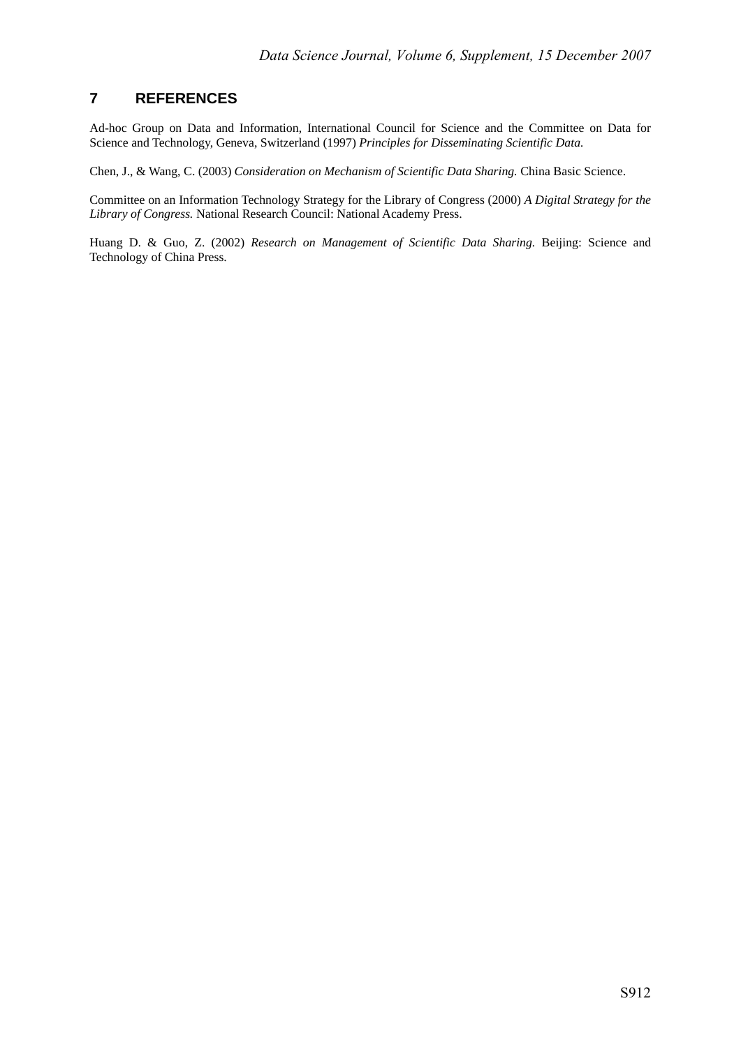## 7 REFERENCES

Ad-hoc Group on Data and Information, International Council for Science and the Committee on Data for Science and Technology, Geneva, Switzerland (1997) *Principles for Disseminating Scientific Data.*

Chen, J., & Wang, C. (2003) *Consideration on Mechanism of Scientific Data Sharing.* China Basic Science.

Committee on an Information Technology Strategy for the Library of Congress (2000) *A Digital Strategy for the Library of Congress.* National Research Council: National Academy Press.

Huang D. & Guo, Z. (2002) *Research on Management of Scientific Data Sharing.* Beijing: Science and Technology of China Press.